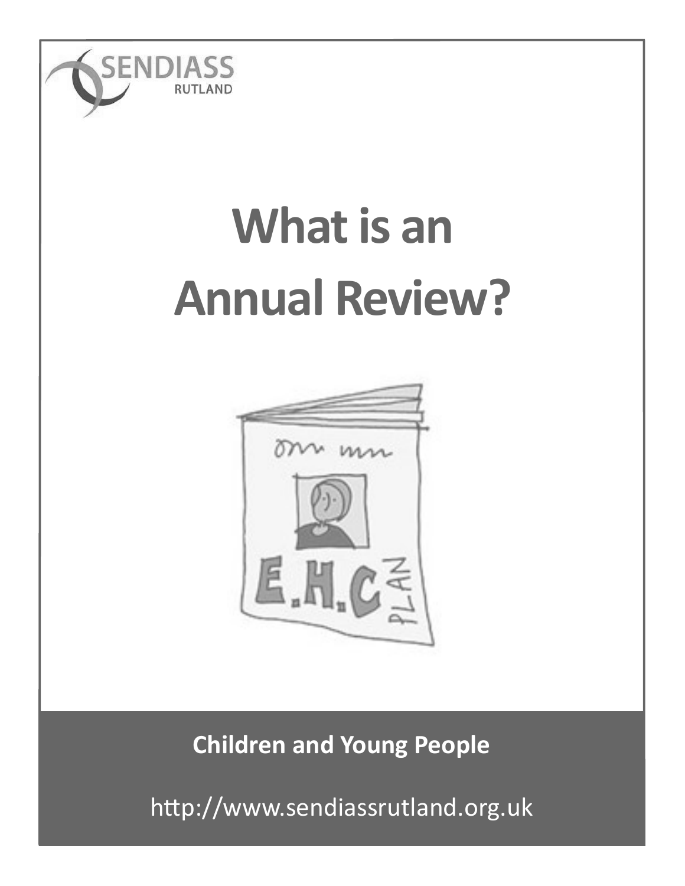SENDIASS RUTLAND

# What is an Annual Review?

**Children and Young People**

http://www.sendiassrutland.org.uk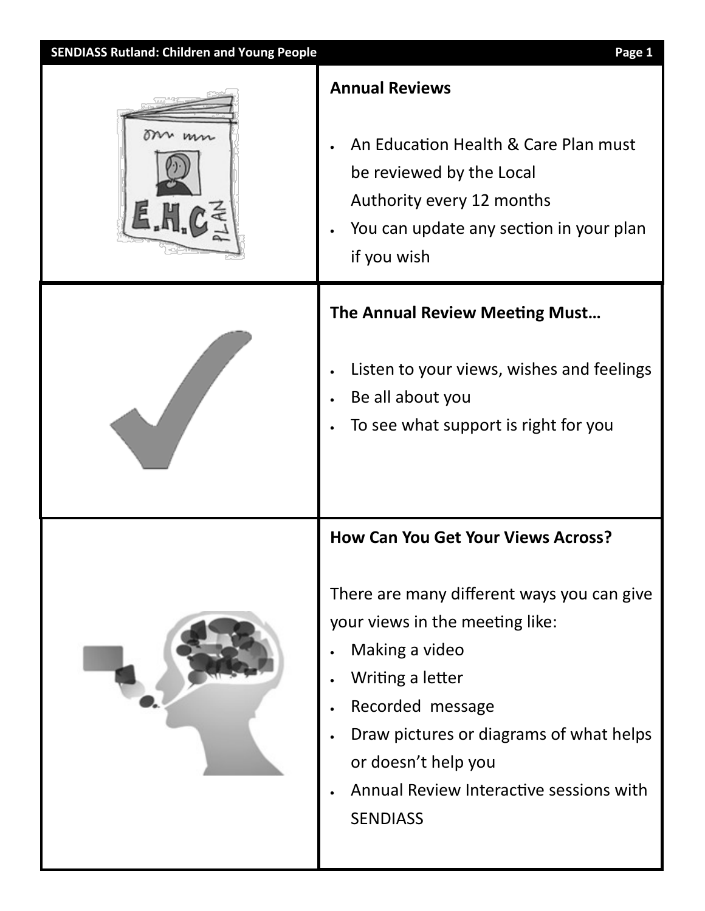## Annual Reviews

- An Education Health & Care Plan must be reviewed by the Local Authority every 12 months
- You can update any section in your plan if you wish

## The Annual Review Meeting Must…

- Listen to your views, wishes and feelings
- Be all about you
- To see what support is right for you

## How Can You Get Your Views Across?

There are many different ways you can give your views in the meeting like:

- Making a video
- Writing a letter
- Recorded message
- Draw pictures or diagrams of what helps or doesn't help you
- Annual Review Interactive sessions with SENDIASS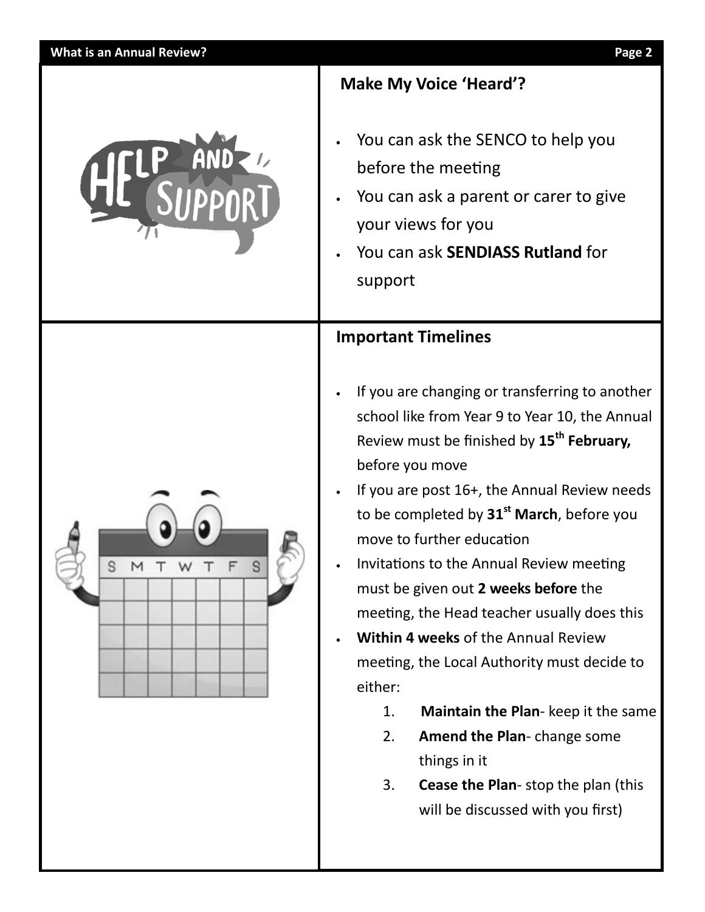## Make My Voice 'Heard'?

- You can ask the SENCO to help you before the meeting
- You can ask a parent or carer to give your views for you
- You can ask **SENDIASS Rutland** for support

## Important Timelines

- If you are changing or transferring to another school like from Year 9 to Year 10, the Annual Review must be finished by **15th February,** before you move
- If you are post 16+, the Annual Review needs to be completed by **31st March**, before you move to further education
- Invitations to the Annual Review meeting must be given out **2 weeks before** the meeting, the Head teacher usually does this
- **Within 4 weeks** of the Annual Review meeting, the Local Authority must decide to either:
  1. **Maintain the Plan**- keep it the same
  2. **Amend the Plan**- change some things in it
  3. **Cease the Plan**- stop the plan (this will be discussed with you first)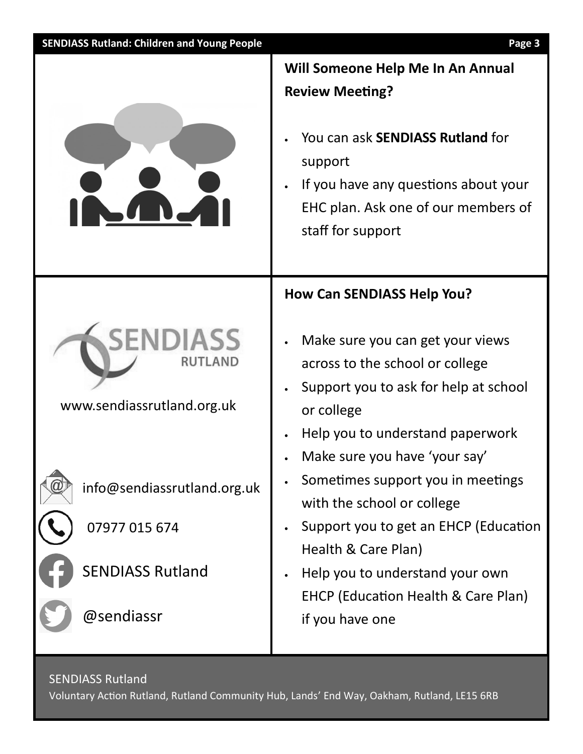## Will Someone Help Me In An Annual Review Meeting?

- You can ask **SENDIASS Rutland** for support
- If you have any questions about your EHC plan. Ask one of our members of staff for support

SENDIASS RUTLAND

www.sendiassrutland.org.uk

info@sendiassrutland.org.uk

07977 015 674

SENDIASS Rutland

@sendiassr

## How Can SENDIASS Help You?

- Make sure you can get your views across to the school or college
- Support you to ask for help at school or college
- Help you to understand paperwork
- Make sure you have 'your say'
- Sometimes support you in meetings with the school or college
- Support you to get an EHCP (Education Health & Care Plan)
- Help you to understand your own EHCP (Education Health & Care Plan) if you have one

SENDIASS Rutland
Voluntary Action Rutland, Rutland Community Hub, Lands' End Way, Oakham, Rutland, LE15 6RB